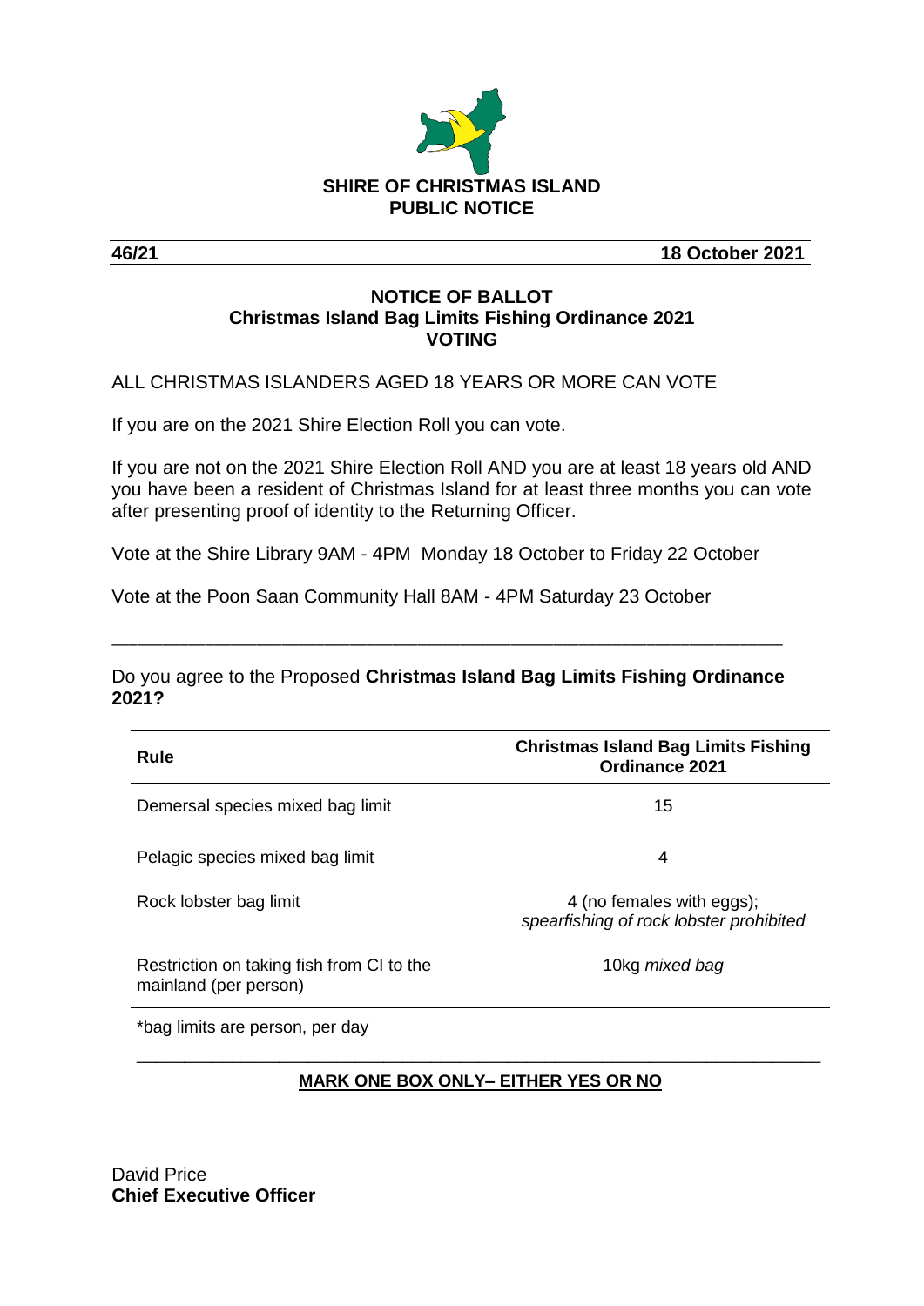**SHIRE OF CHRISTMAS ISLAND**
**PUBLIC NOTICE**

**46/21** **18 October 2021**

## NOTICE OF BALLOT
## Christmas Island Bag Limits Fishing Ordinance 2021
## VOTING

ALL CHRISTMAS ISLANDERS AGED 18 YEARS OR MORE CAN VOTE

If you are on the 2021 Shire Election Roll you can vote.

If you are not on the 2021 Shire Election Roll AND you are at least 18 years old AND you have been a resident of Christmas Island for at least three months you can vote after presenting proof of identity to the Returning Officer.

Vote at the Shire Library 9AM - 4PM Monday 18 October to Friday 22 October

Vote at the Poon Saan Community Hall 8AM - 4PM Saturday 23 October

---

Do you agree to the Proposed **Christmas Island Bag Limits Fishing Ordinance 2021?**

| Rule | Christmas Island Bag Limits Fishing Ordinance 2021 |
|---|---|
| Demersal species mixed bag limit | 15 |
| Pelagic species mixed bag limit | 4 |
| Rock lobster bag limit | 4 (no females with eggs); *spearfishing of rock lobster prohibited* |
| Restriction on taking fish from CI to the mainland (per person) | 10kg *mixed bag* |

*bag limits are person, per day

---

**MARK ONE BOX ONLY– EITHER YES OR NO**

David Price
**Chief Executive Officer**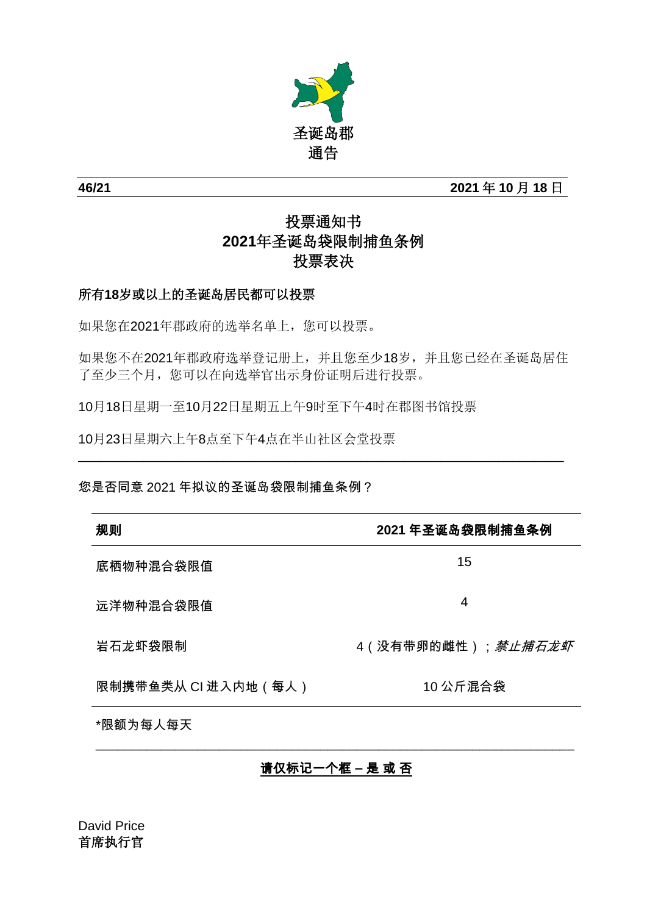圣诞岛郡
通告

**46/21** **2021 年 10 月 18 日**

## 投票通知书
## 2021年圣诞岛袋限制捕鱼条例
## 投票表决

**所有18岁或以上的圣诞岛居民都可以投票**

如果您在2021年郡政府的选举名单上，您可以投票。

如果您不在2021年郡政府选举登记册上，并且您至少18岁，并且您已经在圣诞岛居住了至少三个月，您可以在向选举官出示身份证明后进行投票。

10月18日星期一至10月22日星期五上午9时至下午4时在郡图书馆投票

10月23日星期六上午8点至下午4点在半山社区会堂投票

---

您是否同意 2021 年拟议的圣诞岛袋限制捕鱼条例？

| 规则 | 2021 年圣诞岛袋限制捕鱼条例 |
|---|---|
| 底栖物种混合袋限值 | 15 |
| 远洋物种混合袋限值 | 4 |
| 岩石龙虾袋限制 | 4（没有带卵的雌性）；*禁止捕石龙虾* |
| 限制携带鱼类从 CI 进入内地（每人） | 10 公斤混合袋 |

*限额为每人每天

---

**请仅标记一个框 – 是 或 否**

David Price
首席执行官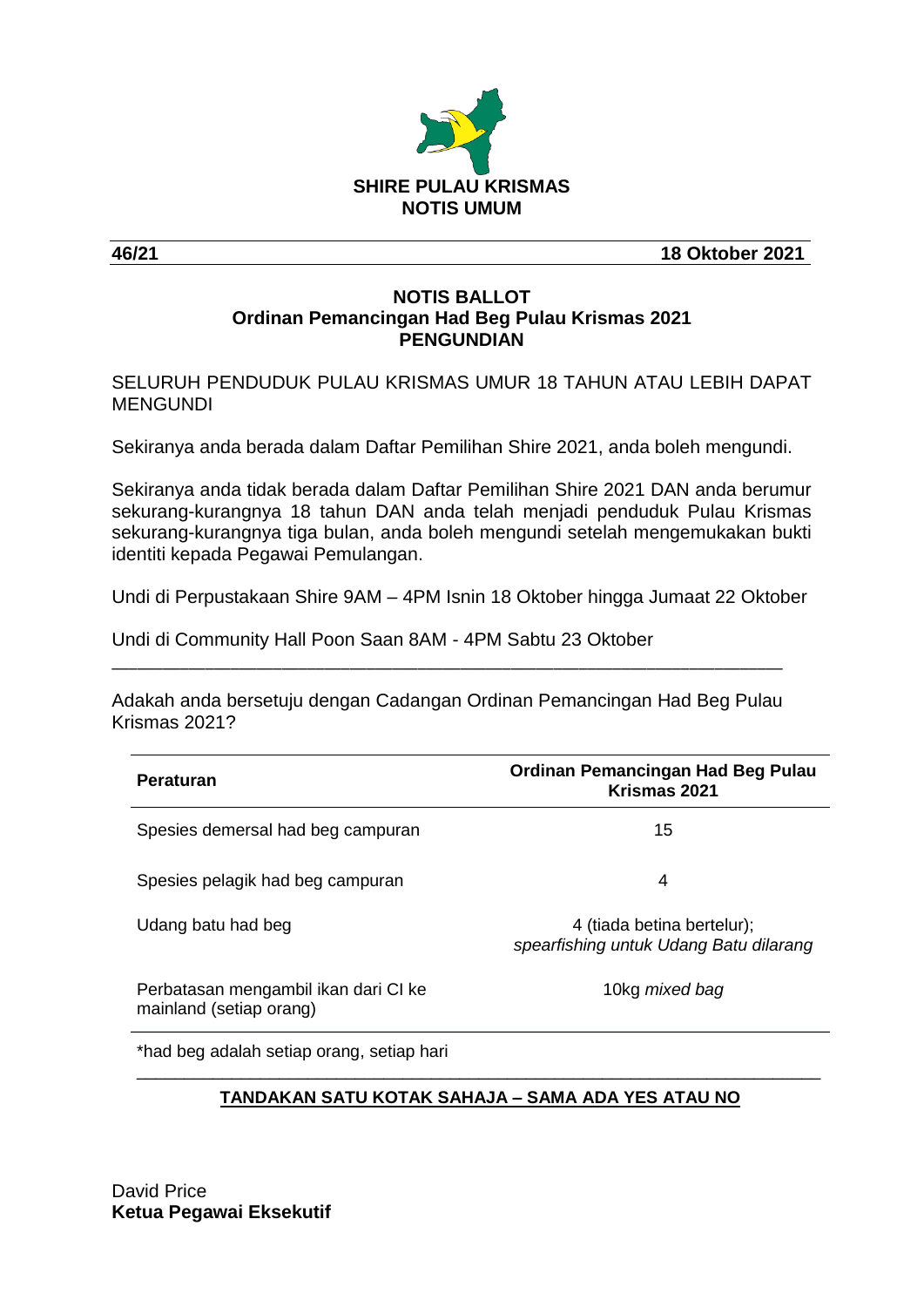**SHIRE PULAU KRISMAS**
**NOTIS UMUM**

**46/21** **18 Oktober 2021**

## NOTIS BALLOT
### Ordinan Pemancingan Had Beg Pulau Krismas 2021
### PENGUNDIAN

SELURUH PENDUDUK PULAU KRISMAS UMUR 18 TAHUN ATAU LEBIH DAPAT MENGUNDI

Sekiranya anda berada dalam Daftar Pemilihan Shire 2021, anda boleh mengundi.

Sekiranya anda tidak berada dalam Daftar Pemilihan Shire 2021 DAN anda berumur sekurang-kurangnya 18 tahun DAN anda telah menjadi penduduk Pulau Krismas sekurang-kurangnya tiga bulan, anda boleh mengundi setelah mengemukakan bukti identiti kepada Pegawai Pemulangan.

Undi di Perpustakaan Shire 9AM – 4PM Isnin 18 Oktober hingga Jumaat 22 Oktober

Undi di Community Hall Poon Saan 8AM - 4PM Sabtu 23 Oktober

---

Adakah anda bersetuju dengan Cadangan Ordinan Pemancingan Had Beg Pulau Krismas 2021?

| **Peraturan** | **Ordinan Pemancingan Had Beg Pulau Krismas 2021** |
|---|---|
| Spesies demersal had beg campuran | 15 |
| Spesies pelagik had beg campuran | 4 |
| Udang batu had beg | 4 (tiada betina bertelur); *spearfishing untuk Udang Batu dilarang* |
| Perbatasan mengambil ikan dari CI ke mainland (setiap orang) | 10kg *mixed bag* |

*had beg adalah setiap orang, setiap hari

---

**TANDAKAN SATU KOTAK SAHAJA – SAMA ADA YES ATAU NO**

David Price
**Ketua Pegawai Eksekutif**